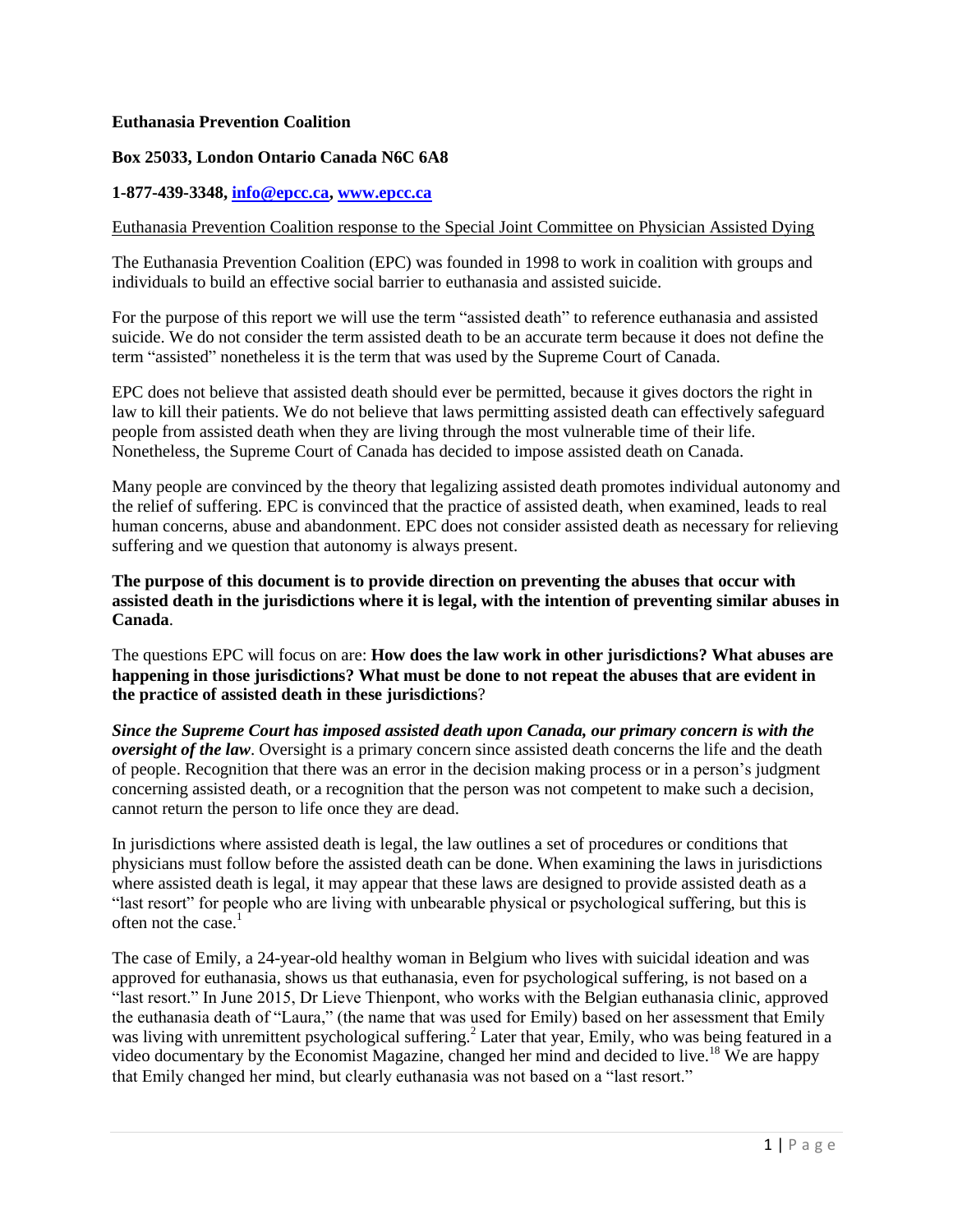**Euthanasia Prevention Coalition**

**Box 25033, London Ontario Canada N6C 6A8**

**1-877-439-3348, [info@epcc.ca](mailto:info@epcc.ca), [www.epcc.ca](http://www.epcc.ca)**

Euthanasia Prevention Coalition response to the Special Joint Committee on Physician Assisted Dying

The Euthanasia Prevention Coalition (EPC) was founded in 1998 to work in coalition with groups and individuals to build an effective social barrier to euthanasia and assisted suicide.

For the purpose of this report we will use the term "assisted death" to reference euthanasia and assisted suicide. We do not consider the term assisted death to be an accurate term because it does not define the term "assisted" nonetheless it is the term that was used by the Supreme Court of Canada.

EPC does not believe that assisted death should ever be permitted, because it gives doctors the right in law to kill their patients. We do not believe that laws permitting assisted death can effectively safeguard people from assisted death when they are living through the most vulnerable time of their life. Nonetheless, the Supreme Court of Canada has decided to impose assisted death on Canada.

Many people are convinced by the theory that legalizing assisted death promotes individual autonomy and the relief of suffering. EPC is convinced that the practice of assisted death, when examined, leads to real human concerns, abuse and abandonment. EPC does not consider assisted death as necessary for relieving suffering and we question that autonomy is always present.

**The purpose of this document is to provide direction on preventing the abuses that occur with assisted death in the jurisdictions where it is legal, with the intention of preventing similar abuses in Canada**.

The questions EPC will focus on are: **How does the law work in other jurisdictions? What abuses are happening in those jurisdictions? What must be done to not repeat the abuses that are evident in the practice of assisted death in these jurisdictions**?

***Since the Supreme Court has imposed assisted death upon Canada, our primary concern is with the oversight of the law***. Oversight is a primary concern since assisted death concerns the life and the death of people. Recognition that there was an error in the decision making process or in a person's judgment concerning assisted death, or a recognition that the person was not competent to make such a decision, cannot return the person to life once they are dead.

In jurisdictions where assisted death is legal, the law outlines a set of procedures or conditions that physicians must follow before the assisted death can be done. When examining the laws in jurisdictions where assisted death is legal, it may appear that these laws are designed to provide assisted death as a "last resort" for people who are living with unbearable physical or psychological suffering, but this is often not the case.[1]

The case of Emily, a 24-year-old healthy woman in Belgium who lives with suicidal ideation and was approved for euthanasia, shows us that euthanasia, even for psychological suffering, is not based on a "last resort." In June 2015, Dr Lieve Thienpont, who works with the Belgian euthanasia clinic, approved the euthanasia death of "Laura," (the name that was used for Emily) based on her assessment that Emily was living with unremittent psychological suffering.[2] Later that year, Emily, who was being featured in a video documentary by the Economist Magazine, changed her mind and decided to live.[18] We are happy that Emily changed her mind, but clearly euthanasia was not based on a "last resort."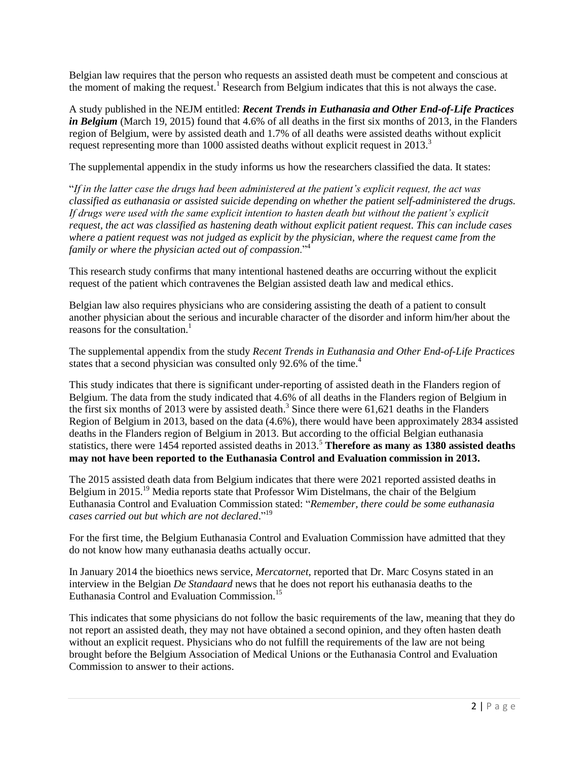Belgian law requires that the person who requests an assisted death must be competent and conscious at the moment of making the request.[1] Research from Belgium indicates that this is not always the case.

A study published in the NEJM entitled: ***Recent Trends in Euthanasia and Other End-of-Life Practices in Belgium*** (March 19, 2015) found that 4.6% of all deaths in the first six months of 2013, in the Flanders region of Belgium, were by assisted death and 1.7% of all deaths were assisted deaths without explicit request representing more than 1000 assisted deaths without explicit request in 2013.[3]

The supplemental appendix in the study informs us how the researchers classified the data. It states:

"*If in the latter case the drugs had been administered at the patient's explicit request, the act was classified as euthanasia or assisted suicide depending on whether the patient self-administered the drugs. If drugs were used with the same explicit intention to hasten death but without the patient's explicit request, the act was classified as hastening death without explicit patient request. This can include cases where a patient request was not judged as explicit by the physician, where the request came from the family or where the physician acted out of compassion*."[4]

This research study confirms that many intentional hastened deaths are occurring without the explicit request of the patient which contravenes the Belgian assisted death law and medical ethics.

Belgian law also requires physicians who are considering assisting the death of a patient to consult another physician about the serious and incurable character of the disorder and inform him/her about the reasons for the consultation.[1]

The supplemental appendix from the study *Recent Trends in Euthanasia and Other End-of-Life Practices* states that a second physician was consulted only 92.6% of the time.[4]

This study indicates that there is significant under-reporting of assisted death in the Flanders region of Belgium. The data from the study indicated that 4.6% of all deaths in the Flanders region of Belgium in the first six months of 2013 were by assisted death.[3] Since there were 61,621 deaths in the Flanders Region of Belgium in 2013, based on the data (4.6%), there would have been approximately 2834 assisted deaths in the Flanders region of Belgium in 2013. But according to the official Belgian euthanasia statistics, there were 1454 reported assisted deaths in 2013.[5] **Therefore as many as 1380 assisted deaths may not have been reported to the Euthanasia Control and Evaluation commission in 2013.**

The 2015 assisted death data from Belgium indicates that there were 2021 reported assisted deaths in Belgium in 2015.[19] Media reports state that Professor Wim Distelmans, the chair of the Belgium Euthanasia Control and Evaluation Commission stated: "*Remember, there could be some euthanasia cases carried out but which are not declared*."[19]

For the first time, the Belgium Euthanasia Control and Evaluation Commission have admitted that they do not know how many euthanasia deaths actually occur.

In January 2014 the bioethics news service, *Mercatornet*, reported that Dr. Marc Cosyns stated in an interview in the Belgian *De Standaard* news that he does not report his euthanasia deaths to the Euthanasia Control and Evaluation Commission.[15]

This indicates that some physicians do not follow the basic requirements of the law, meaning that they do not report an assisted death, they may not have obtained a second opinion, and they often hasten death without an explicit request. Physicians who do not fulfill the requirements of the law are not being brought before the Belgium Association of Medical Unions or the Euthanasia Control and Evaluation Commission to answer to their actions.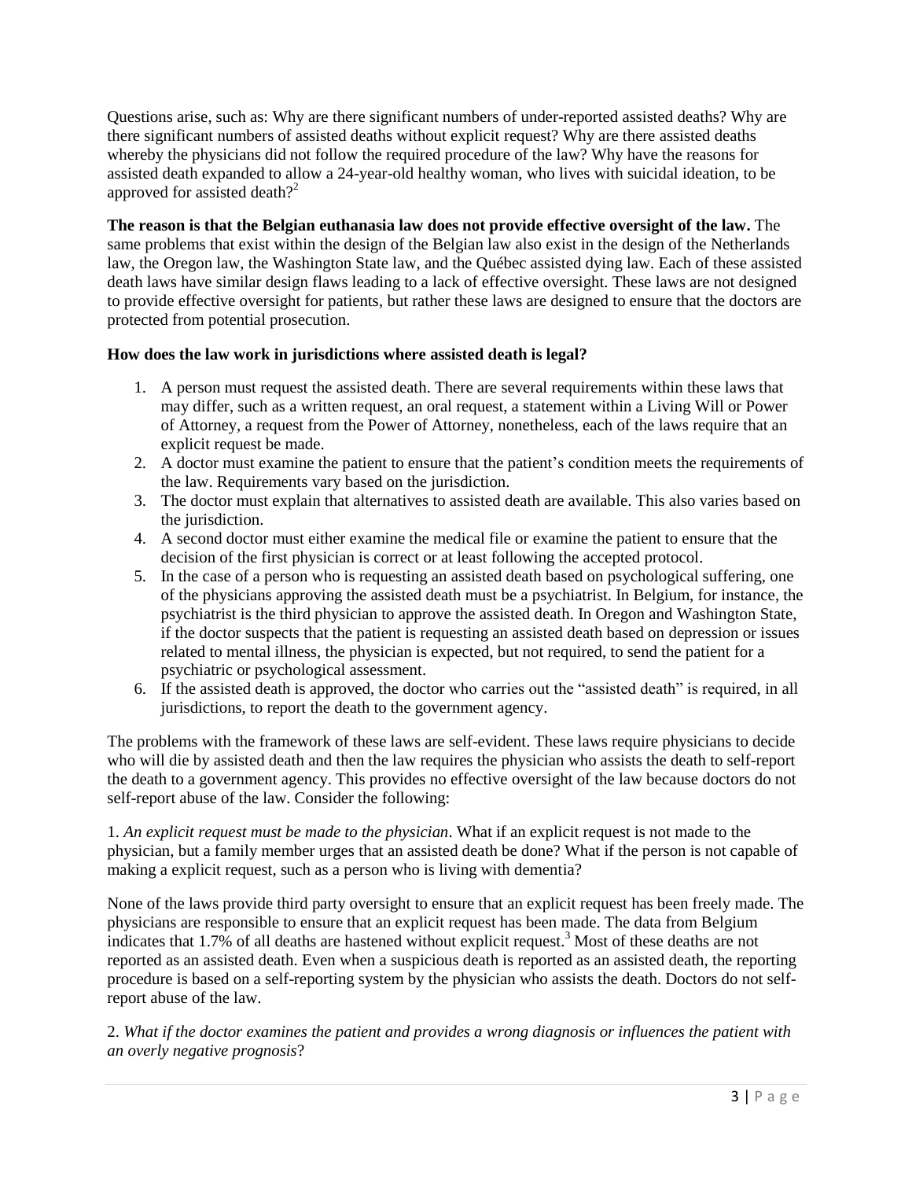Questions arise, such as: Why are there significant numbers of under-reported assisted deaths? Why are there significant numbers of assisted deaths without explicit request? Why are there assisted deaths whereby the physicians did not follow the required procedure of the law? Why have the reasons for assisted death expanded to allow a 24-year-old healthy woman, who lives with suicidal ideation, to be approved for assisted death?[2]

**The reason is that the Belgian euthanasia law does not provide effective oversight of the law.** The same problems that exist within the design of the Belgian law also exist in the design of the Netherlands law, the Oregon law, the Washington State law, and the Québec assisted dying law. Each of these assisted death laws have similar design flaws leading to a lack of effective oversight. These laws are not designed to provide effective oversight for patients, but rather these laws are designed to ensure that the doctors are protected from potential prosecution.

**How does the law work in jurisdictions where assisted death is legal?**

1. A person must request the assisted death. There are several requirements within these laws that may differ, such as a written request, an oral request, a statement within a Living Will or Power of Attorney, a request from the Power of Attorney, nonetheless, each of the laws require that an explicit request be made.
2. A doctor must examine the patient to ensure that the patient's condition meets the requirements of the law. Requirements vary based on the jurisdiction.
3. The doctor must explain that alternatives to assisted death are available. This also varies based on the jurisdiction.
4. A second doctor must either examine the medical file or examine the patient to ensure that the decision of the first physician is correct or at least following the accepted protocol.
5. In the case of a person who is requesting an assisted death based on psychological suffering, one of the physicians approving the assisted death must be a psychiatrist. In Belgium, for instance, the psychiatrist is the third physician to approve the assisted death. In Oregon and Washington State, if the doctor suspects that the patient is requesting an assisted death based on depression or issues related to mental illness, the physician is expected, but not required, to send the patient for a psychiatric or psychological assessment.
6. If the assisted death is approved, the doctor who carries out the "assisted death" is required, in all jurisdictions, to report the death to the government agency.

The problems with the framework of these laws are self-evident. These laws require physicians to decide who will die by assisted death and then the law requires the physician who assists the death to self-report the death to a government agency. This provides no effective oversight of the law because doctors do not self-report abuse of the law. Consider the following:

1. *An explicit request must be made to the physician*. What if an explicit request is not made to the physician, but a family member urges that an assisted death be done? What if the person is not capable of making a explicit request, such as a person who is living with dementia?

None of the laws provide third party oversight to ensure that an explicit request has been freely made. The physicians are responsible to ensure that an explicit request has been made. The data from Belgium indicates that 1.7% of all deaths are hastened without explicit request.[3] Most of these deaths are not reported as an assisted death. Even when a suspicious death is reported as an assisted death, the reporting procedure is based on a self-reporting system by the physician who assists the death. Doctors do not self-report abuse of the law.

2. *What if the doctor examines the patient and provides a wrong diagnosis or influences the patient with an overly negative prognosis*?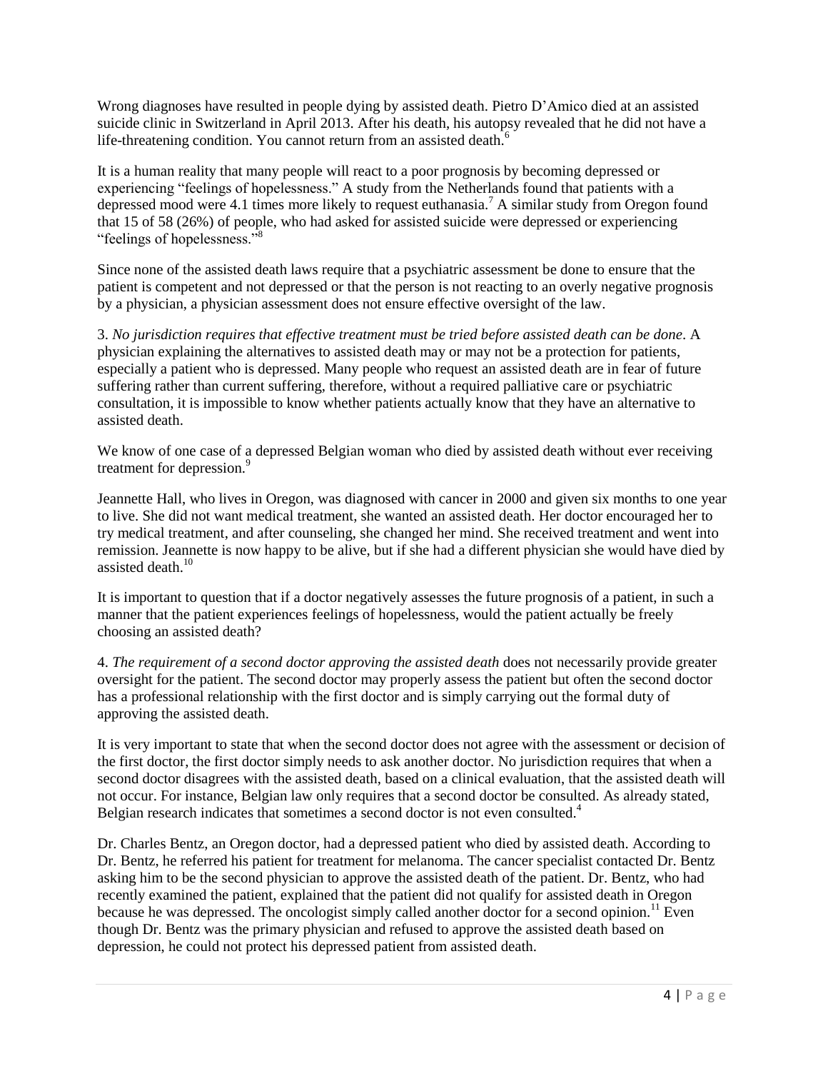Wrong diagnoses have resulted in people dying by assisted death. Pietro D'Amico died at an assisted suicide clinic in Switzerland in April 2013. After his death, his autopsy revealed that he did not have a life-threatening condition. You cannot return from an assisted death.[6]

It is a human reality that many people will react to a poor prognosis by becoming depressed or experiencing "feelings of hopelessness." A study from the Netherlands found that patients with a depressed mood were 4.1 times more likely to request euthanasia.[7] A similar study from Oregon found that 15 of 58 (26%) of people, who had asked for assisted suicide were depressed or experiencing "feelings of hopelessness."[8]

Since none of the assisted death laws require that a psychiatric assessment be done to ensure that the patient is competent and not depressed or that the person is not reacting to an overly negative prognosis by a physician, a physician assessment does not ensure effective oversight of the law.

3. *No jurisdiction requires that effective treatment must be tried before assisted death can be done*. A physician explaining the alternatives to assisted death may or may not be a protection for patients, especially a patient who is depressed. Many people who request an assisted death are in fear of future suffering rather than current suffering, therefore, without a required palliative care or psychiatric consultation, it is impossible to know whether patients actually know that they have an alternative to assisted death.

We know of one case of a depressed Belgian woman who died by assisted death without ever receiving treatment for depression.[9]

Jeannette Hall, who lives in Oregon, was diagnosed with cancer in 2000 and given six months to one year to live. She did not want medical treatment, she wanted an assisted death. Her doctor encouraged her to try medical treatment, and after counseling, she changed her mind. She received treatment and went into remission. Jeannette is now happy to be alive, but if she had a different physician she would have died by assisted death.[10]

It is important to question that if a doctor negatively assesses the future prognosis of a patient, in such a manner that the patient experiences feelings of hopelessness, would the patient actually be freely choosing an assisted death?

4. *The requirement of a second doctor approving the assisted death* does not necessarily provide greater oversight for the patient. The second doctor may properly assess the patient but often the second doctor has a professional relationship with the first doctor and is simply carrying out the formal duty of approving the assisted death.

It is very important to state that when the second doctor does not agree with the assessment or decision of the first doctor, the first doctor simply needs to ask another doctor. No jurisdiction requires that when a second doctor disagrees with the assisted death, based on a clinical evaluation, that the assisted death will not occur. For instance, Belgian law only requires that a second doctor be consulted. As already stated, Belgian research indicates that sometimes a second doctor is not even consulted.[4]

Dr. Charles Bentz, an Oregon doctor, had a depressed patient who died by assisted death. According to Dr. Bentz, he referred his patient for treatment for melanoma. The cancer specialist contacted Dr. Bentz asking him to be the second physician to approve the assisted death of the patient. Dr. Bentz, who had recently examined the patient, explained that the patient did not qualify for assisted death in Oregon because he was depressed. The oncologist simply called another doctor for a second opinion.[11] Even though Dr. Bentz was the primary physician and refused to approve the assisted death based on depression, he could not protect his depressed patient from assisted death.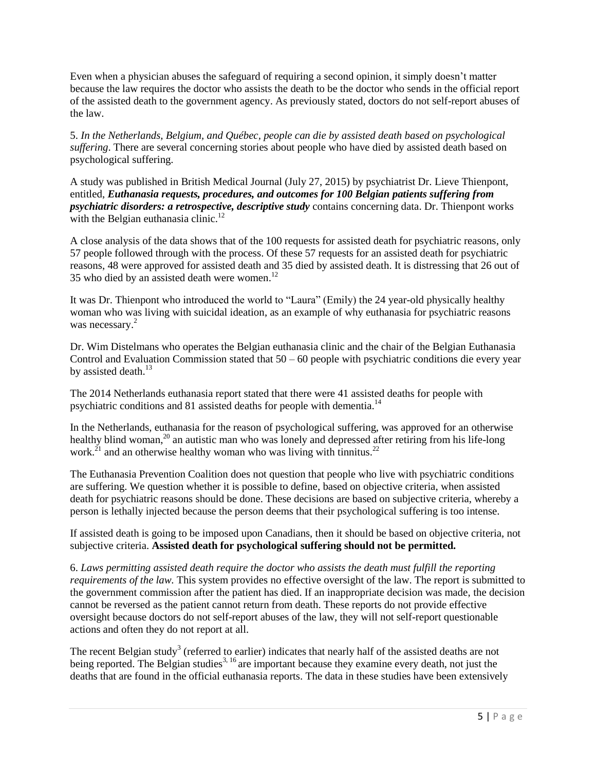Even when a physician abuses the safeguard of requiring a second opinion, it simply doesn't matter because the law requires the doctor who assists the death to be the doctor who sends in the official report of the assisted death to the government agency. As previously stated, doctors do not self-report abuses of the law.

5. *In the Netherlands, Belgium, and Québec, people can die by assisted death based on psychological suffering*. There are several concerning stories about people who have died by assisted death based on psychological suffering.

A study was published in British Medical Journal (July 27, 2015) by psychiatrist Dr. Lieve Thienpont, entitled, ***Euthanasia requests, procedures, and outcomes for 100 Belgian patients suffering from psychiatric disorders: a retrospective, descriptive study*** contains concerning data. Dr. Thienpont works with the Belgian euthanasia clinic.[12]

A close analysis of the data shows that of the 100 requests for assisted death for psychiatric reasons, only 57 people followed through with the process. Of these 57 requests for an assisted death for psychiatric reasons, 48 were approved for assisted death and 35 died by assisted death. It is distressing that 26 out of 35 who died by an assisted death were women.[12]

It was Dr. Thienpont who introduced the world to "Laura" (Emily) the 24 year-old physically healthy woman who was living with suicidal ideation, as an example of why euthanasia for psychiatric reasons was necessary.[2]

Dr. Wim Distelmans who operates the Belgian euthanasia clinic and the chair of the Belgian Euthanasia Control and Evaluation Commission stated that 50 – 60 people with psychiatric conditions die every year by assisted death.[13]

The 2014 Netherlands euthanasia report stated that there were 41 assisted deaths for people with psychiatric conditions and 81 assisted deaths for people with dementia.[14]

In the Netherlands, euthanasia for the reason of psychological suffering, was approved for an otherwise healthy blind woman,[20] an autistic man who was lonely and depressed after retiring from his life-long work.[21] and an otherwise healthy woman who was living with tinnitus.[22]

The Euthanasia Prevention Coalition does not question that people who live with psychiatric conditions are suffering. We question whether it is possible to define, based on objective criteria, when assisted death for psychiatric reasons should be done. These decisions are based on subjective criteria, whereby a person is lethally injected because the person deems that their psychological suffering is too intense.

If assisted death is going to be imposed upon Canadians, then it should be based on objective criteria, not subjective criteria. **Assisted death for psychological suffering should not be permitted.**

6. *Laws permitting assisted death require the doctor who assists the death must fulfill the reporting requirements of the law.* This system provides no effective oversight of the law. The report is submitted to the government commission after the patient has died. If an inappropriate decision was made, the decision cannot be reversed as the patient cannot return from death. These reports do not provide effective oversight because doctors do not self-report abuses of the law, they will not self-report questionable actions and often they do not report at all.

The recent Belgian study[3] (referred to earlier) indicates that nearly half of the assisted deaths are not being reported. The Belgian studies[3, 16] are important because they examine every death, not just the deaths that are found in the official euthanasia reports. The data in these studies have been extensively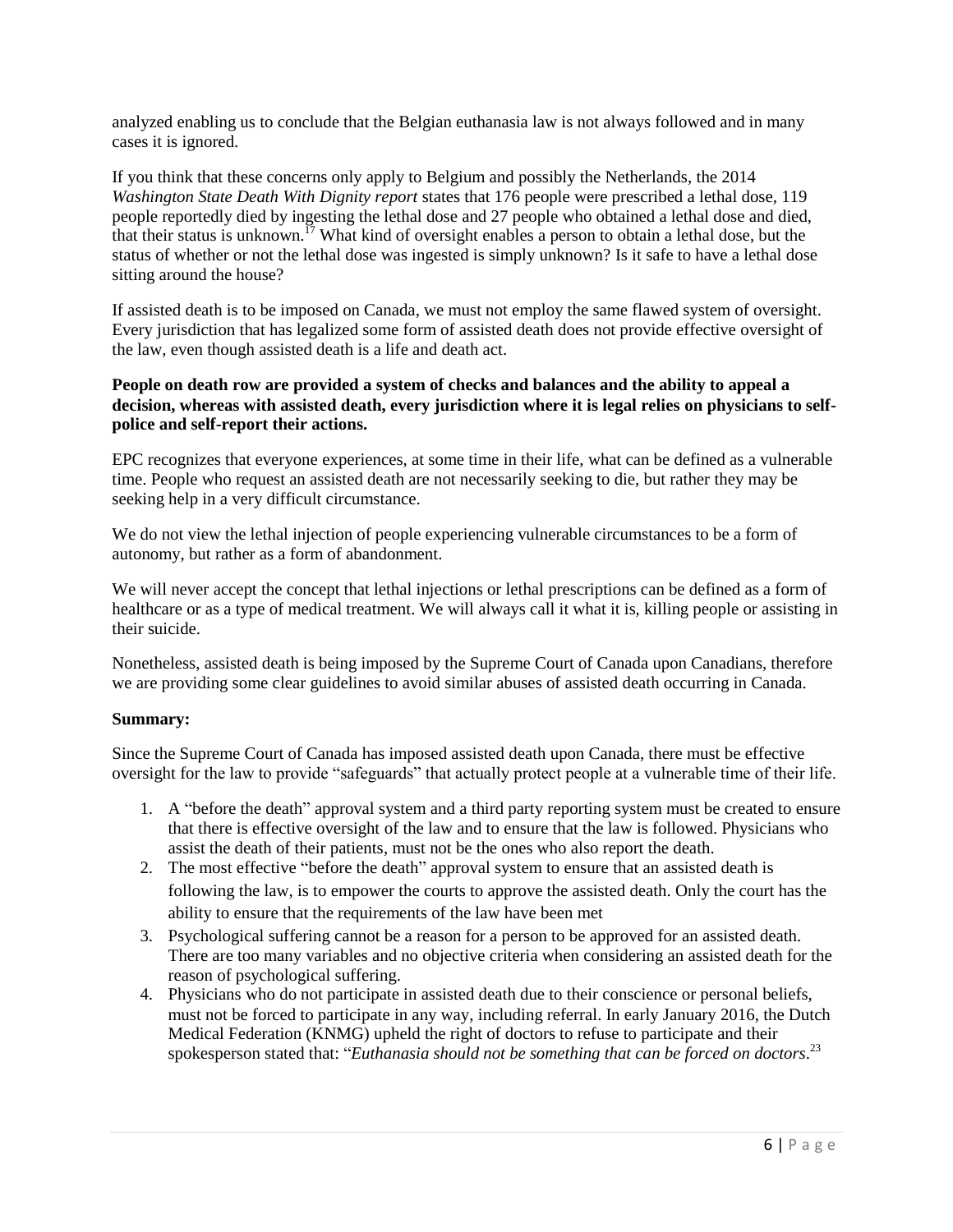analyzed enabling us to conclude that the Belgian euthanasia law is not always followed and in many cases it is ignored.

If you think that these concerns only apply to Belgium and possibly the Netherlands, the 2014 *Washington State Death With Dignity report* states that 176 people were prescribed a lethal dose, 119 people reportedly died by ingesting the lethal dose and 27 people who obtained a lethal dose and died, that their status is unknown.[17] What kind of oversight enables a person to obtain a lethal dose, but the status of whether or not the lethal dose was ingested is simply unknown? Is it safe to have a lethal dose sitting around the house?

If assisted death is to be imposed on Canada, we must not employ the same flawed system of oversight. Every jurisdiction that has legalized some form of assisted death does not provide effective oversight of the law, even though assisted death is a life and death act.

**People on death row are provided a system of checks and balances and the ability to appeal a decision, whereas with assisted death, every jurisdiction where it is legal relies on physicians to self-police and self-report their actions.**

EPC recognizes that everyone experiences, at some time in their life, what can be defined as a vulnerable time. People who request an assisted death are not necessarily seeking to die, but rather they may be seeking help in a very difficult circumstance.

We do not view the lethal injection of people experiencing vulnerable circumstances to be a form of autonomy, but rather as a form of abandonment.

We will never accept the concept that lethal injections or lethal prescriptions can be defined as a form of healthcare or as a type of medical treatment. We will always call it what it is, killing people or assisting in their suicide.

Nonetheless, assisted death is being imposed by the Supreme Court of Canada upon Canadians, therefore we are providing some clear guidelines to avoid similar abuses of assisted death occurring in Canada.

**Summary:**

Since the Supreme Court of Canada has imposed assisted death upon Canada, there must be effective oversight for the law to provide "safeguards" that actually protect people at a vulnerable time of their life.

1. A "before the death" approval system and a third party reporting system must be created to ensure that there is effective oversight of the law and to ensure that the law is followed. Physicians who assist the death of their patients, must not be the ones who also report the death.
2. The most effective "before the death" approval system to ensure that an assisted death is following the law, is to empower the courts to approve the assisted death. Only the court has the ability to ensure that the requirements of the law have been met
3. Psychological suffering cannot be a reason for a person to be approved for an assisted death. There are too many variables and no objective criteria when considering an assisted death for the reason of psychological suffering.
4. Physicians who do not participate in assisted death due to their conscience or personal beliefs, must not be forced to participate in any way, including referral. In early January 2016, the Dutch Medical Federation (KNMG) upheld the right of doctors to refuse to participate and their spokesperson stated that: "*Euthanasia should not be something that can be forced on doctors*.[23]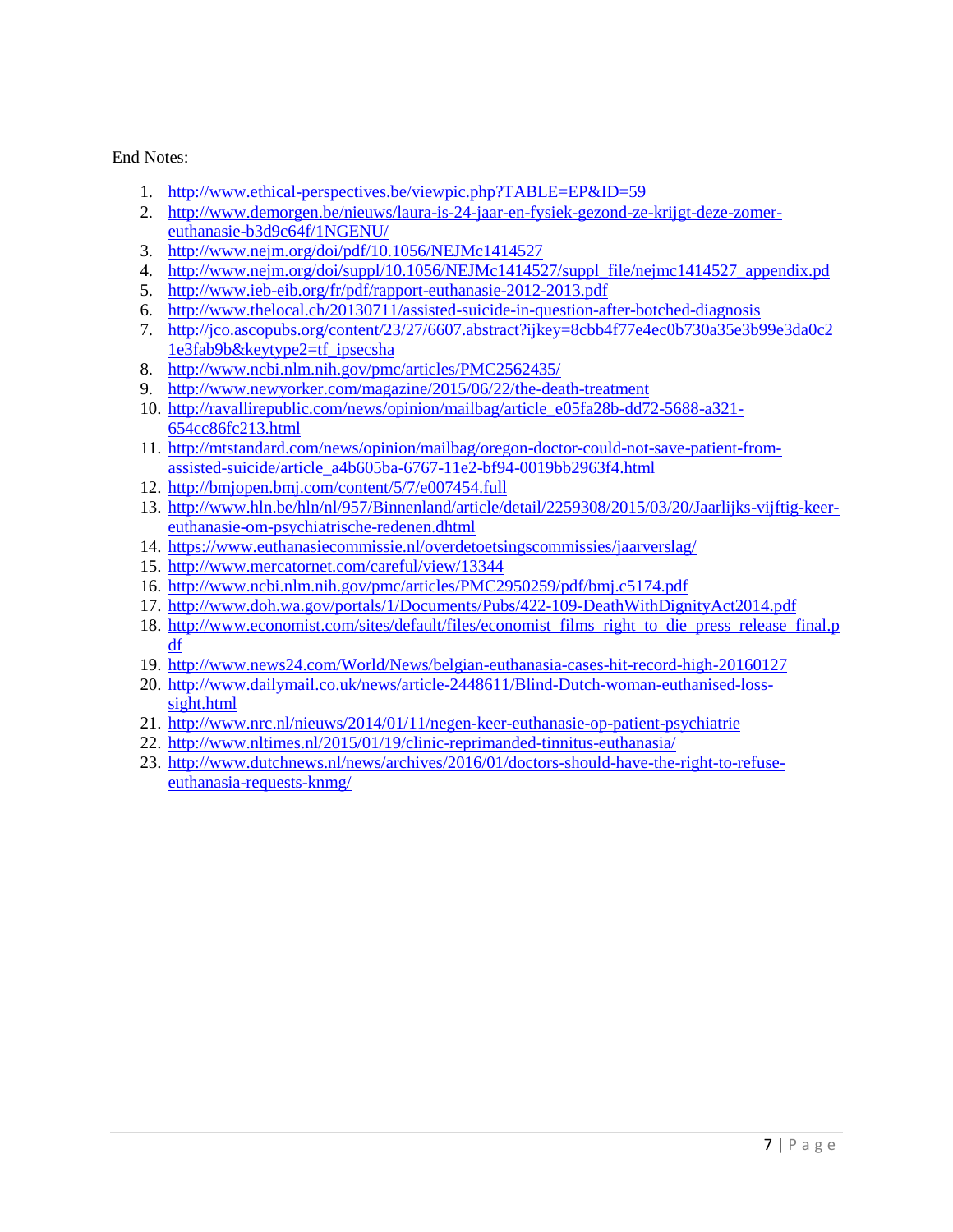End Notes:

1. http://www.ethical-perspectives.be/viewpic.php?TABLE=EP&ID=59
2. http://www.demorgen.be/nieuws/laura-is-24-jaar-en-fysiek-gezond-ze-krijgt-deze-zomer-euthanasie-b3d9c64f/1NGENU/
3. http://www.nejm.org/doi/pdf/10.1056/NEJMc1414527
4. http://www.nejm.org/doi/suppl/10.1056/NEJMc1414527/suppl_file/nejmc1414527_appendix.pd
5. http://www.ieb-eib.org/fr/pdf/rapport-euthanasie-2012-2013.pdf
6. http://www.thelocal.ch/20130711/assisted-suicide-in-question-after-botched-diagnosis
7. http://jco.ascopubs.org/content/23/27/6607.abstract?ijkey=8cbb4f77e4ec0b730a35e3b99e3da0c21e3fab9b&keytype2=tf_ipsecsha
8. http://www.ncbi.nlm.nih.gov/pmc/articles/PMC2562435/
9. http://www.newyorker.com/magazine/2015/06/22/the-death-treatment
10. http://ravallirepublic.com/news/opinion/mailbag/article_e05fa28b-dd72-5688-a321-654cc86fc213.html
11. http://mtstandard.com/news/opinion/mailbag/oregon-doctor-could-not-save-patient-from-assisted-suicide/article_a4b605ba-6767-11e2-bf94-0019bb2963f4.html
12. http://bmjopen.bmj.com/content/5/7/e007454.full
13. http://www.hln.be/hln/nl/957/Binnenland/article/detail/2259308/2015/03/20/Jaarlijks-vijftig-keer-euthanasie-om-psychiatrische-redenen.dhtml
14. https://www.euthanasiecommissie.nl/overdetoetsingscommissies/jaarverslag/
15. http://www.mercatornet.com/careful/view/13344
16. http://www.ncbi.nlm.nih.gov/pmc/articles/PMC2950259/pdf/bmj.c5174.pdf
17. http://www.doh.wa.gov/portals/1/Documents/Pubs/422-109-DeathWithDignityAct2014.pdf
18. http://www.economist.com/sites/default/files/economist_films_right_to_die_press_release_final.pdf
19. http://www.news24.com/World/News/belgian-euthanasia-cases-hit-record-high-20160127
20. http://www.dailymail.co.uk/news/article-2448611/Blind-Dutch-woman-euthanised-loss-sight.html
21. http://www.nrc.nl/nieuws/2014/01/11/negen-keer-euthanasie-op-patient-psychiatrie
22. http://www.nltimes.nl/2015/01/19/clinic-reprimanded-tinnitus-euthanasia/
23. http://www.dutchnews.nl/news/archives/2016/01/doctors-should-have-the-right-to-refuse-euthanasia-requests-knmg/